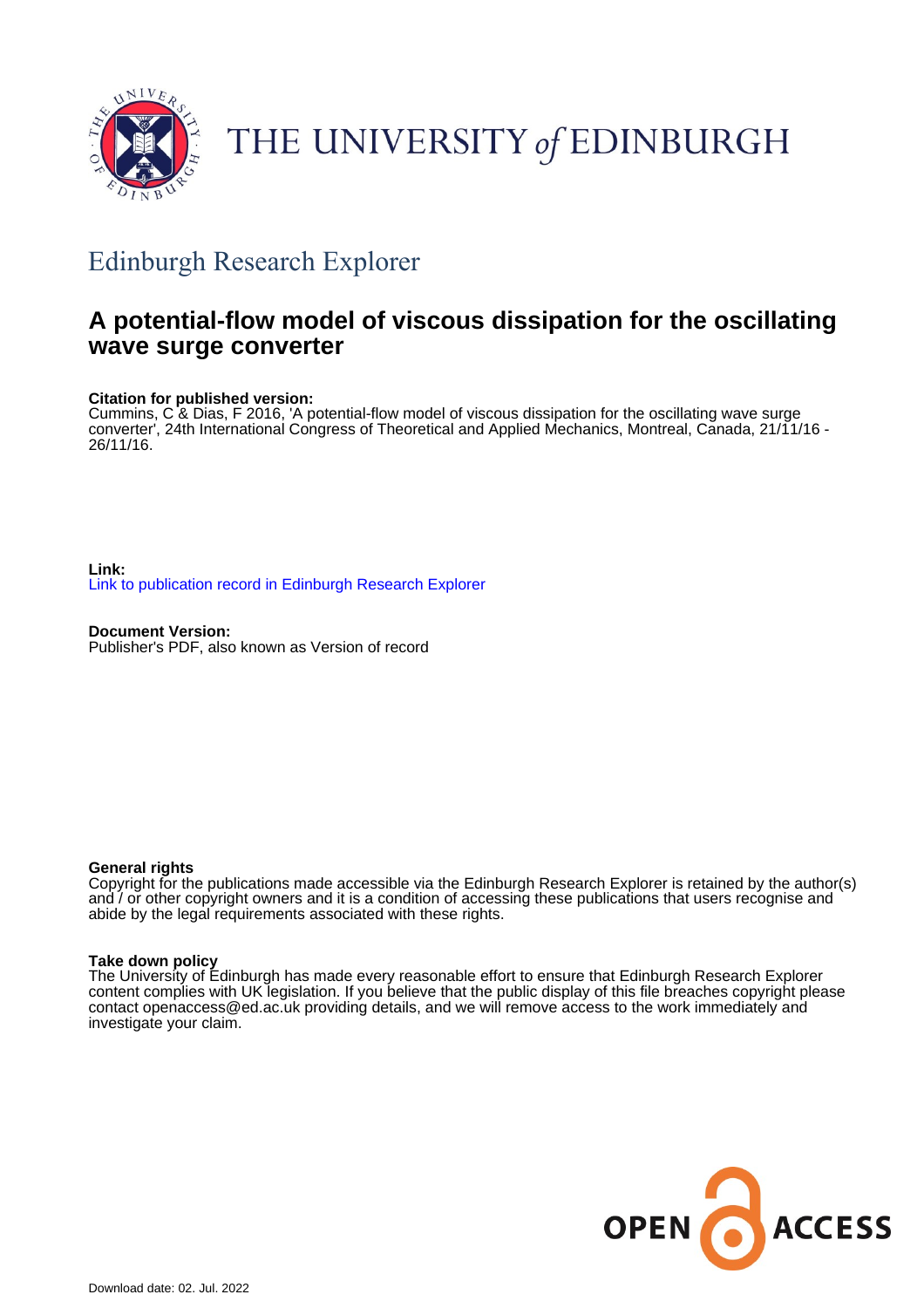THE UNIVERSITY of EDINBURGH

## Edinburgh Research Explorer

# A potential-flow model of viscous dissipation for the oscillating wave surge converter

**Citation for published version:**
Cummins, C & Dias, F 2016, 'A potential-flow model of viscous dissipation for the oscillating wave surge converter', 24th International Congress of Theoretical and Applied Mechanics, Montreal, Canada, 21/11/16 - 26/11/16.

**Link:**
Link to publication record in Edinburgh Research Explorer

**Document Version:**
Publisher's PDF, also known as Version of record

**General rights**
Copyright for the publications made accessible via the Edinburgh Research Explorer is retained by the author(s) and / or other copyright owners and it is a condition of accessing these publications that users recognise and abide by the legal requirements associated with these rights.

**Take down policy**
The University of Edinburgh has made every reasonable effort to ensure that Edinburgh Research Explorer content complies with UK legislation. If you believe that the public display of this file breaches copyright please contact openaccess@ed.ac.uk providing details, and we will remove access to the work immediately and investigate your claim.

OPEN ACCESS

Download date: 02. Jul. 2022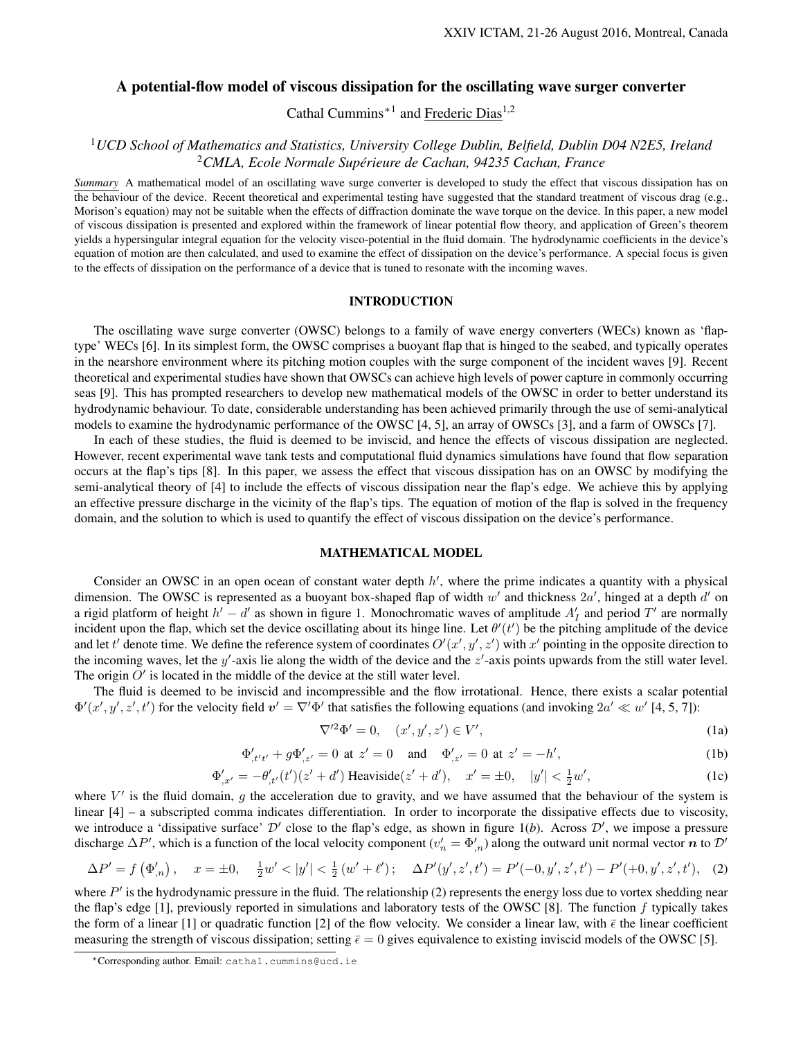## A potential-flow model of viscous dissipation for the oscillating wave surger converter

Cathal Cummins*[1] and Frederic Dias[1,2]

[1]*UCD School of Mathematics and Statistics, University College Dublin, Belfield, Dublin D04 N2E5, Ireland*
[2]*CMLA, Ecole Normale Supérieure de Cachan, 94235 Cachan, France*

*Summary* A mathematical model of an oscillating wave surge converter is developed to study the effect that viscous dissipation has on the behaviour of the device. Recent theoretical and experimental testing have suggested that the standard treatment of viscous drag (e.g., Morison's equation) may not be suitable when the effects of diffraction dominate the wave torque on the device. In this paper, a new model of viscous dissipation is presented and explored within the framework of linear potential flow theory, and application of Green's theorem yields a hypersingular integral equation for the velocity visco-potential in the fluid domain. The hydrodynamic coefficients in the device's equation of motion are then calculated, and used to examine the effect of dissipation on the device's performance. A special focus is given to the effects of dissipation on the performance of a device that is tuned to resonate with the incoming waves.

### INTRODUCTION

The oscillating wave surge converter (OWSC) belongs to a family of wave energy converters (WECs) known as 'flap-type' WECs [6]. In its simplest form, the OWSC comprises a buoyant flap that is hinged to the seabed, and typically operates in the nearshore environment where its pitching motion couples with the surge component of the incident waves [9]. Recent theoretical and experimental studies have shown that OWSCs can achieve high levels of power capture in commonly occurring seas [9]. This has prompted researchers to develop new mathematical models of the OWSC in order to better understand its hydrodynamic behaviour. To date, considerable understanding has been achieved primarily through the use of semi-analytical models to examine the hydrodynamic performance of the OWSC [4, 5], an array of OWSCs [3], and a farm of OWSCs [7].

In each of these studies, the fluid is deemed to be inviscid, and hence the effects of viscous dissipation are neglected. However, recent experimental wave tank tests and computational fluid dynamics simulations have found that flow separation occurs at the flap's tips [8]. In this paper, we assess the effect that viscous dissipation has on an OWSC by modifying the semi-analytical theory of [4] to include the effects of viscous dissipation near the flap's edge. We achieve this by applying an effective pressure discharge in the vicinity of the flap's tips. The equation of motion of the flap is solved in the frequency domain, and the solution to which is used to quantify the effect of viscous dissipation on the device's performance.

### MATHEMATICAL MODEL

Consider an OWSC in an open ocean of constant water depth $h'$, where the prime indicates a quantity with a physical dimension. The OWSC is represented as a buoyant box-shaped flap of width $w'$ and thickness $2a'$, hinged at a depth $d'$ on a rigid platform of height $h' - d'$ as shown in figure 1. Monochromatic waves of amplitude $A'_I$ and period $T'$ are normally incident upon the flap, which set the device oscillating about its hinge line. Let $\theta'(t')$ be the pitching amplitude of the device and let $t'$ denote time. We define the reference system of coordinates $O'(x', y', z')$ with $x'$ pointing in the opposite direction to the incoming waves, let the $y'$-axis lie along the width of the device and the $z'$-axis points upwards from the still water level. The origin $O'$ is located in the middle of the device at the still water level.

The fluid is deemed to be inviscid and incompressible and the flow irrotational. Hence, there exists a scalar potential $\Phi'(x', y', z', t')$ for the velocity field $\boldsymbol{v}' = \nabla'\Phi'$ that satisfies the following equations (and invoking $2a' \ll w'$ [4, 5, 7]):

$$\nabla'^2\Phi' = 0, \quad (x', y', z') \in V', \tag{1a}$$

$$\Phi'_{,t't'} + g\Phi'_{,z'} = 0 \text{ at } z' = 0 \quad \text{and} \quad \Phi'_{,z'} = 0 \text{ at } z' = -h', \tag{1b}$$

$$\Phi'_{,x'} = -\theta'_{,t'}(t')(z' + d') \,\text{Heaviside}(z' + d'), \quad x' = \pm 0, \quad |y'| < \tfrac{1}{2}w', \tag{1c}$$

where $V'$ is the fluid domain, $g$ the acceleration due to gravity, and we have assumed that the behaviour of the system is linear [4] – a subscripted comma indicates differentiation. In order to incorporate the dissipative effects due to viscosity, we introduce a 'dissipative surface' $\mathcal{D}'$ close to the flap's edge, as shown in figure 1(*b*). Across $\mathcal{D}'$, we impose a pressure discharge $\Delta P'$, which is a function of the local velocity component ($v'_n = \Phi'_{,n}$) along the outward unit normal vector $\boldsymbol{n}$ to $\mathcal{D}'$

$$\Delta P' = f\left(\Phi'_{,n}\right), \quad x = \pm 0, \quad \tfrac{1}{2}w' < |y'| < \tfrac{1}{2}\left(w' + \ell'\right); \quad \Delta P'(y', z', t') = P'(-0, y', z', t') - P'(+0, y', z', t'), \tag{2}$$

where $P'$ is the hydrodynamic pressure in the fluid. The relationship (2) represents the energy loss due to vortex shedding near the flap's edge [1], previously reported in simulations and laboratory tests of the OWSC [8]. The function $f$ typically takes the form of a linear [1] or quadratic function [2] of the flow velocity. We consider a linear law, with $\bar{\epsilon}$ the linear coefficient measuring the strength of viscous dissipation; setting $\bar{\epsilon} = 0$ gives equivalence to existing inviscid models of the OWSC [5].

*Corresponding author. Email: cathal.cummins@ucd.ie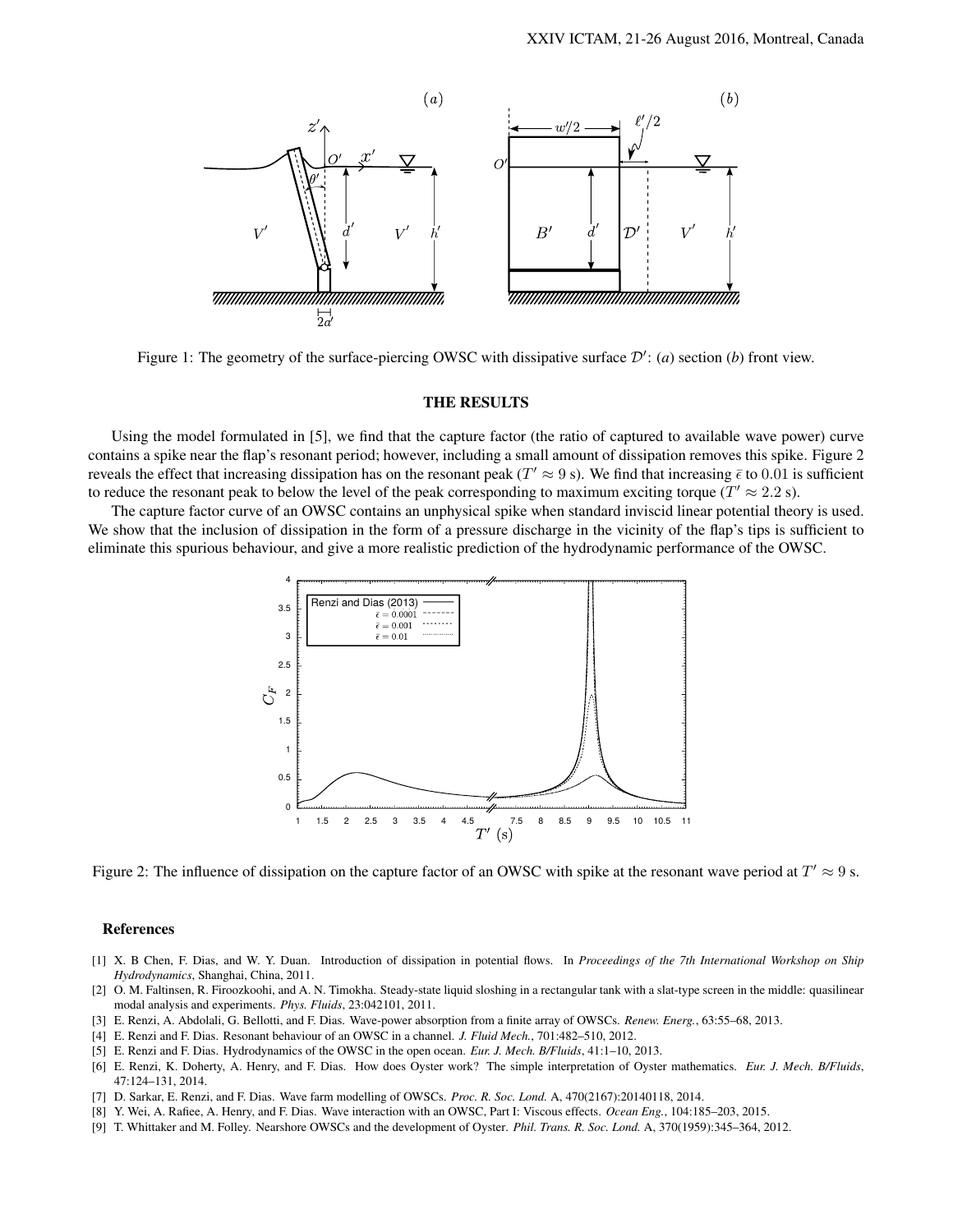Figure 1: The geometry of the surface-piercing OWSC with dissipative surface $\mathcal{D}'$: (*a*) section (*b*) front view.

## THE RESULTS

Using the model formulated in [5], we find that the capture factor (the ratio of captured to available wave power) curve contains a spike near the flap's resonant period; however, including a small amount of dissipation removes this spike. Figure 2 reveals the effect that increasing dissipation has on the resonant peak ($T' \approx 9$ s). We find that increasing $\bar{\epsilon}$ to $0.01$ is sufficient to reduce the resonant peak to below the level of the peak corresponding to maximum exciting torque ($T' \approx 2.2$ s).

The capture factor curve of an OWSC contains an unphysical spike when standard inviscid linear potential theory is used. We show that the inclusion of dissipation in the form of a pressure discharge in the vicinity of the flap's tips is sufficient to eliminate this spurious behaviour, and give a more realistic prediction of the hydrodynamic performance of the OWSC.

Figure 2: The influence of dissipation on the capture factor of an OWSC with spike at the resonant wave period at $T' \approx 9$ s.

## References

[1] X. B Chen, F. Dias, and W. Y. Duan. Introduction of dissipation in potential flows. In *Proceedings of the 7th International Workshop on Ship Hydrodynamics*, Shanghai, China, 2011.

[2] O. M. Faltinsen, R. Firoozkoohi, and A. N. Timokha. Steady-state liquid sloshing in a rectangular tank with a slat-type screen in the middle: quasilinear modal analysis and experiments. *Phys. Fluids*, 23:042101, 2011.

[3] E. Renzi, A. Abdolali, G. Bellotti, and F. Dias. Wave-power absorption from a finite array of OWSCs. *Renew. Energ.*, 63:55–68, 2013.

[4] E. Renzi and F. Dias. Resonant behaviour of an OWSC in a channel. *J. Fluid Mech.*, 701:482–510, 2012.

[5] E. Renzi and F. Dias. Hydrodynamics of the OWSC in the open ocean. *Eur. J. Mech. B/Fluids*, 41:1–10, 2013.

[6] E. Renzi, K. Doherty, A. Henry, and F. Dias. How does Oyster work? The simple interpretation of Oyster mathematics. *Eur. J. Mech. B/Fluids*, 47:124–131, 2014.

[7] D. Sarkar, E. Renzi, and F. Dias. Wave farm modelling of OWSCs. *Proc. R. Soc. Lond.* A, 470(2167):20140118, 2014.

[8] Y. Wei, A. Rafiee, A. Henry, and F. Dias. Wave interaction with an OWSC, Part I: Viscous effects. *Ocean Eng.*, 104:185–203, 2015.

[9] T. Whittaker and M. Folley. Nearshore OWSCs and the development of Oyster. *Phil. Trans. R. Soc. Lond.* A, 370(1959):345–364, 2012.